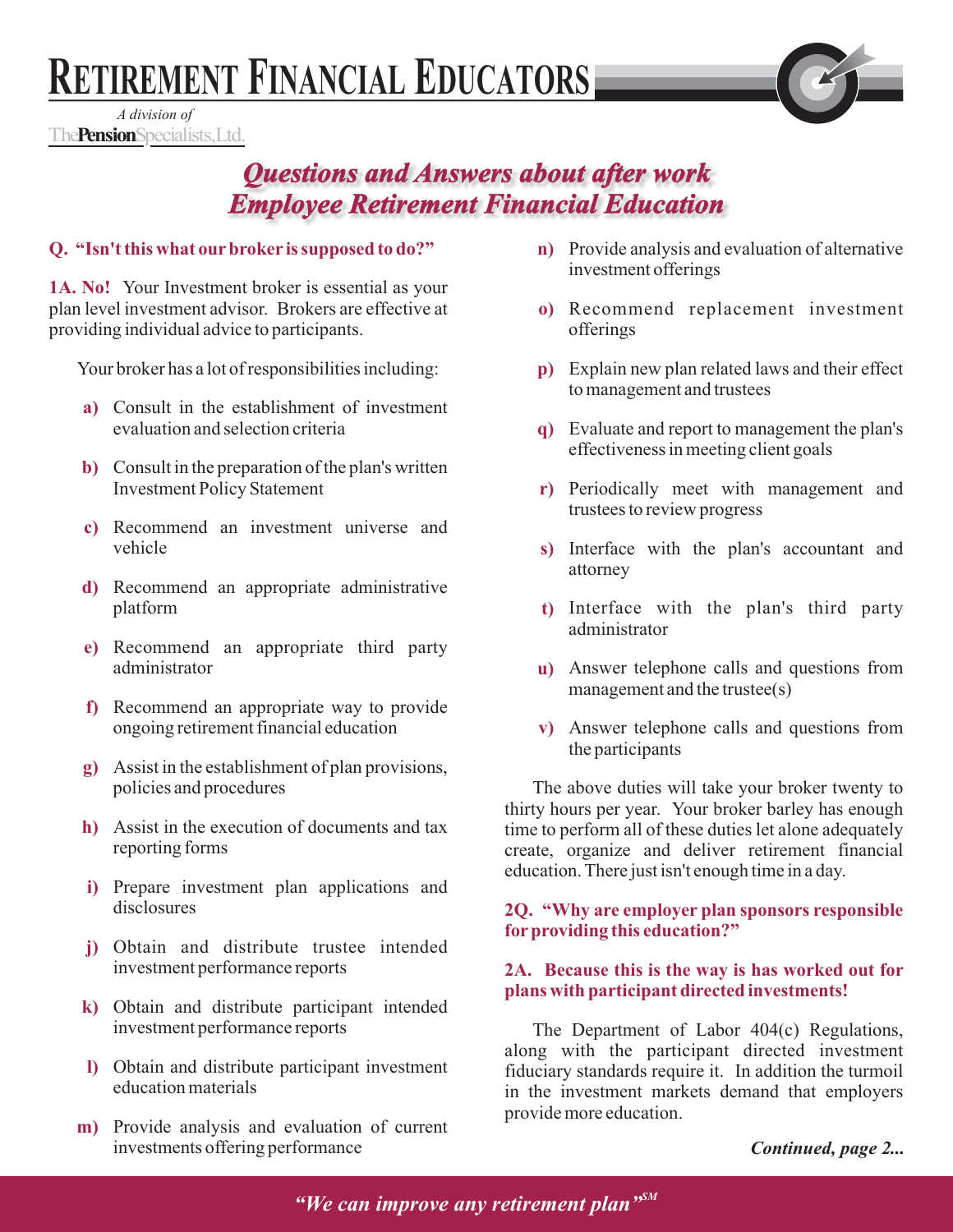# Retirement Financial Educators

*A division of* The Pension Specialists, Ltd.

## *Questions and Answers about after work Employee Retirement Financial Education*

**Q. "Isn't this what our broker is supposed to do?"**

**1A. No!** Your Investment broker is essential as your plan level investment advisor. Brokers are effective at providing individual advice to participants.

Your broker has a lot of responsibilities including:

- **a)** Consult in the establishment of investment evaluation and selection criteria
- **b)** Consult in the preparation of the plan's written Investment Policy Statement
- **c)** Recommend an investment universe and vehicle
- **d)** Recommend an appropriate administrative platform
- **e)** Recommend an appropriate third party administrator
- **f)** Recommend an appropriate way to provide ongoing retirement financial education
- **g)** Assist in the establishment of plan provisions, policies and procedures
- **h)** Assist in the execution of documents and tax reporting forms
- **i)** Prepare investment plan applications and disclosures
- **j)** Obtain and distribute trustee intended investment performance reports
- **k)** Obtain and distribute participant intended investment performance reports
- **l)** Obtain and distribute participant investment education materials
- **m)** Provide analysis and evaluation of current investments offering performance
- **n)** Provide analysis and evaluation of alternative investment offerings
- **o)** Recommend replacement investment offerings
- **p)** Explain new plan related laws and their effect to management and trustees
- **q)** Evaluate and report to management the plan's effectiveness in meeting client goals
- **r)** Periodically meet with management and trustees to review progress
- **s)** Interface with the plan's accountant and attorney
- **t)** Interface with the plan's third party administrator
- **u)** Answer telephone calls and questions from management and the trustee(s)
- **v)** Answer telephone calls and questions from the participants

The above duties will take your broker twenty to thirty hours per year. Your broker barley has enough time to perform all of these duties let alone adequately create, organize and deliver retirement financial education. There just isn't enough time in a day.

**2Q. "Why are employer plan sponsors responsible for providing this education?"**

**2A. Because this is the way is has worked out for plans with participant directed investments!**

The Department of Labor 404(c) Regulations, along with the participant directed investment fiduciary standards require it. In addition the turmoil in the investment markets demand that employers provide more education.

***Continued, page 2...***

*"We can improve any retirement plan"*[SM]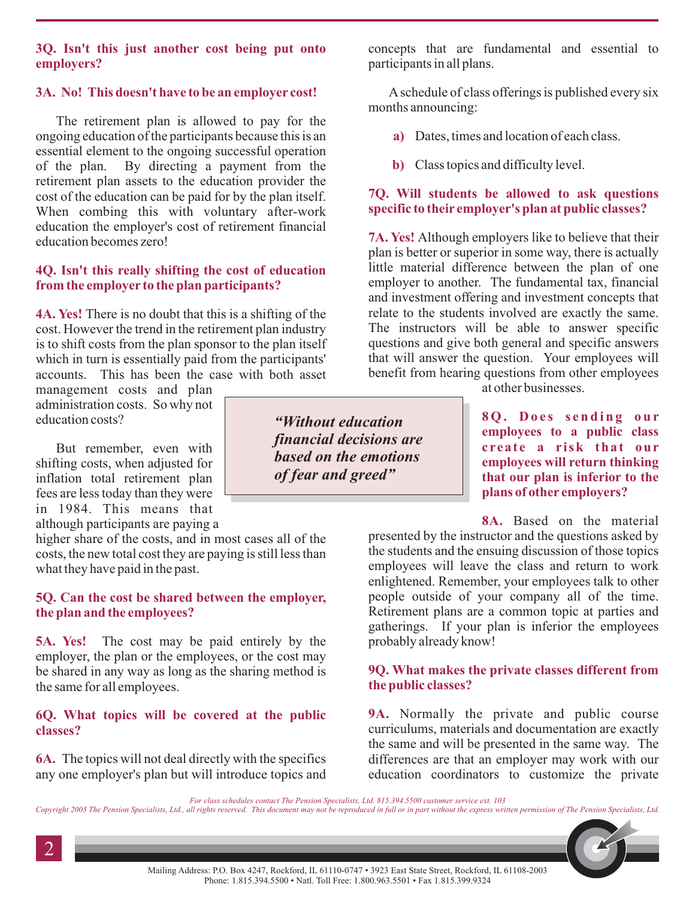**3Q. Isn't this just another cost being put onto employers?**

**3A. No! This doesn't have to be an employer cost!**

The retirement plan is allowed to pay for the ongoing education of the participants because this is an essential element to the ongoing successful operation of the plan. By directing a payment from the retirement plan assets to the education provider the cost of the education can be paid for by the plan itself. When combing this with voluntary after-work education the employer's cost of retirement financial education becomes zero!

**4Q. Isn't this really shifting the cost of education from the employer to the plan participants?**

**4A. Yes!** There is no doubt that this is a shifting of the cost. However the trend in the retirement plan industry is to shift costs from the plan sponsor to the plan itself which in turn is essentially paid from the participants' accounts. This has been the case with both asset management costs and plan administration costs. So why not education costs?

But remember, even with shifting costs, when adjusted for inflation total retirement plan fees are less today than they were in 1984. This means that although participants are paying a higher share of the costs, and in most cases all of the costs, the new total cost they are paying is still less than what they have paid in the past.

> ***"Without education financial decisions are based on the emotions of fear and greed"***

**5Q. Can the cost be shared between the employer, the plan and the employees?**

**5A. Yes!** The cost may be paid entirely by the employer, the plan or the employees, or the cost may be shared in any way as long as the sharing method is the same for all employees.

**6Q. What topics will be covered at the public classes?**

**6A.** The topics will not deal directly with the specifics any one employer's plan but will introduce topics and concepts that are fundamental and essential to participants in all plans.

A schedule of class offerings is published every six months announcing:

**a)** Dates, times and location of each class.

**b)** Class topics and difficulty level.

**7Q. Will students be allowed to ask questions specific to their employer's plan at public classes?**

**7A. Yes!** Although employers like to believe that their plan is better or superior in some way, there is actually little material difference between the plan of one employer to another. The fundamental tax, financial and investment offering and investment concepts that relate to the students involved are exactly the same. The instructors will be able to answer specific questions and give both general and specific answers that will answer the question. Your employees will benefit from hearing questions from other employees at other businesses.

**8Q. Does sending our employees to a public class create a risk that our employees will return thinking that our plan is inferior to the plans of other employers?**

**8A.** Based on the material presented by the instructor and the questions asked by the students and the ensuing discussion of those topics employees will leave the class and return to work enlightened. Remember, your employees talk to other people outside of your company all of the time. Retirement plans are a common topic at parties and gatherings. If your plan is inferior the employees probably already know!

**9Q. What makes the private classes different from the public classes?**

**9A.** Normally the private and public course curriculums, materials and documentation are exactly the same and will be presented in the same way. The differences are that an employer may work with our education coordinators to customize the private

*For class schedules contact The Pension Specialists, Ltd. 815.394.5500 customer service ext. 103*

*Copyright 2003 The Pension Specialists, Ltd., all rights reserved. This document may not be reproduced in full or in part without the express written permission of The Pension Specialists, Ltd.*

Mailing Address: P.O. Box 4247, Rockford, IL 61110-0747 • 3923 East State Street, Rockford, IL 61108-2003
Phone: 1.815.394.5500 • Natl. Toll Free: 1.800.963.5501 • Fax 1.815.399.9324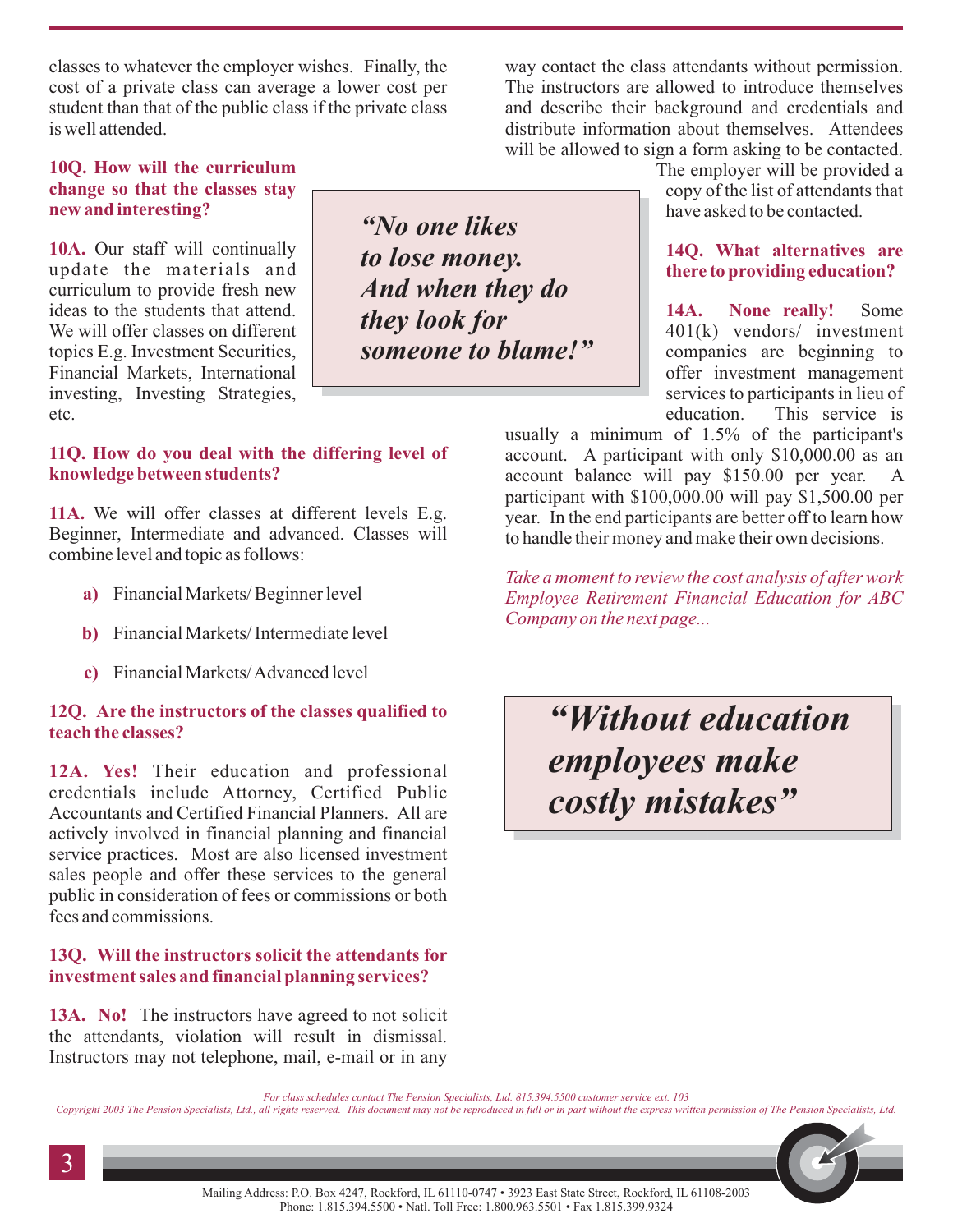classes to whatever the employer wishes. Finally, the cost of a private class can average a lower cost per student than that of the public class if the private class is well attended.

**10Q. How will the curriculum change so that the classes stay new and interesting?**

**10A.** Our staff will continually update the materials and curriculum to provide fresh new ideas to the students that attend. We will offer classes on different topics E.g. Investment Securities, Financial Markets, International investing, Investing Strategies, etc.

> ***"No one likes to lose money. And when they do they look for someone to blame!"***

**11Q. How do you deal with the differing level of knowledge between students?**

**11A.** We will offer classes at different levels E.g. Beginner, Intermediate and advanced. Classes will combine level and topic as follows:

- **a)** Financial Markets/ Beginner level
- **b)** Financial Markets/ Intermediate level
- **c)** Financial Markets/ Advanced level

**12Q. Are the instructors of the classes qualified to teach the classes?**

**12A. Yes!** Their education and professional credentials include Attorney, Certified Public Accountants and Certified Financial Planners. All are actively involved in financial planning and financial service practices. Most are also licensed investment sales people and offer these services to the general public in consideration of fees or commissions or both fees and commissions.

**13Q. Will the instructors solicit the attendants for investment sales and financial planning services?**

**13A. No!** The instructors have agreed to not solicit the attendants, violation will result in dismissal. Instructors may not telephone, mail, e-mail or in any way contact the class attendants without permission. The instructors are allowed to introduce themselves and describe their background and credentials and distribute information about themselves. Attendees will be allowed to sign a form asking to be contacted. The employer will be provided a copy of the list of attendants that have asked to be contacted.

**14Q. What alternatives are there to providing education?**

**14A. None really!** Some 401(k) vendors/ investment companies are beginning to offer investment management services to participants in lieu of education. This service is usually a minimum of 1.5% of the participant's account. A participant with only $10,000.00 as an account balance will pay $150.00 per year. A participant with $100,000.00 will pay $1,500.00 per year. In the end participants are better off to learn how to handle their money and make their own decisions.

*Take a moment to review the cost analysis of after work Employee Retirement Financial Education for ABC Company on the next page...*

> ***"Without education employees make costly mistakes"***

*For class schedules contact The Pension Specialists, Ltd. 815.394.5500 customer service ext. 103*

*Copyright 2003 The Pension Specialists, Ltd., all rights reserved. This document may not be reproduced in full or in part without the express written permission of The Pension Specialists, Ltd.*

Mailing Address: P.O. Box 4247, Rockford, IL 61110-0747 • 3923 East State Street, Rockford, IL 61108-2003
Phone: 1.815.394.5500 • Natl. Toll Free: 1.800.963.5501 • Fax 1.815.399.9324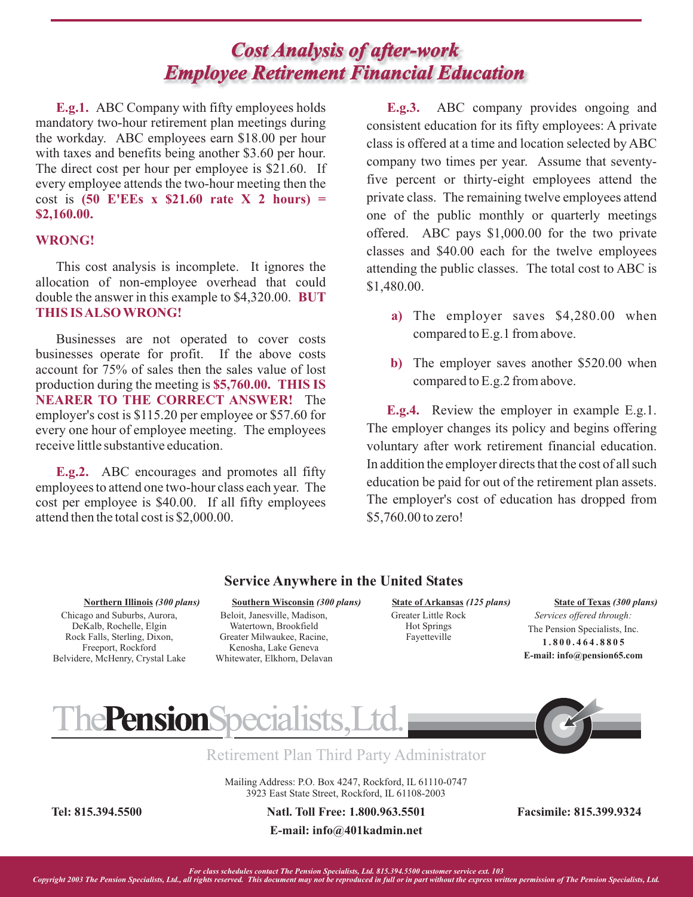# *Cost Analysis of after-work Employee Retirement Financial Education*

**E.g.1.** ABC Company with fifty employees holds mandatory two-hour retirement plan meetings during the workday. ABC employees earn $18.00 per hour with taxes and benefits being another $3.60 per hour. The direct cost per hour per employee is $21.60. If every employee attends the two-hour meeting then the cost is **(50 E'EEs x $21.60 rate X 2 hours) = $2,160.00.**

**WRONG!**

This cost analysis is incomplete. It ignores the allocation of non-employee overhead that could double the answer in this example to $4,320.00. **BUT THIS IS ALSO WRONG!**

Businesses are not operated to cover costs businesses operate for profit. If the above costs account for 75% of sales then the sales value of lost production during the meeting is **$5,760.00. THIS IS NEARER TO THE CORRECT ANSWER!** The employer's cost is $115.20 per employee or $57.60 for every one hour of employee meeting. The employees receive little substantive education.

**E.g.2.** ABC encourages and promotes all fifty employees to attend one two-hour class each year. The cost per employee is $40.00. If all fifty employees attend then the total cost is $2,000.00.

**E.g.3.** ABC company provides ongoing and consistent education for its fifty employees: A private class is offered at a time and location selected by ABC company two times per year. Assume that seventy-five percent or thirty-eight employees attend the private class. The remaining twelve employees attend one of the public monthly or quarterly meetings offered. ABC pays $1,000.00 for the two private classes and $40.00 each for the twelve employees attending the public classes. The total cost to ABC is $1,480.00.

**a)** The employer saves $4,280.00 when compared to E.g.1 from above.

**b)** The employer saves another $520.00 when compared to E.g.2 from above.

**E.g.4.** Review the employer in example E.g.1. The employer changes its policy and begins offering voluntary after work retirement financial education. In addition the employer directs that the cost of all such education be paid for out of the retirement plan assets. The employer's cost of education has dropped from $5,760.00 to zero!

## Service Anywhere in the United States

**Northern Illinois** *(300 plans)*
Chicago and Suburbs, Aurora, DeKalb, Rochelle, Elgin
Rock Falls, Sterling, Dixon, Freeport, Rockford
Belvidere, McHenry, Crystal Lake

**Southern Wisconsin** *(300 plans)*
Beloit, Janesville, Madison, Watertown, Brookfield
Greater Milwaukee, Racine, Kenosha, Lake Geneva
Whitewater, Elkhorn, Delavan

**State of Arkansas** *(125 plans)*
Greater Little Rock
Hot Springs
Fayetteville

**State of Texas** *(300 plans)*
*Services offered through:*
The Pension Specialists, Inc.
**1.800.464.8805**
**E-mail: info@pension65.com**

The**Pension**Specialists,Ltd.

Retirement Plan Third Party Administrator

Mailing Address: P.O. Box 4247, Rockford, IL 61110-0747
3923 East State Street, Rockford, IL 61108-2003

**Tel: 815.394.5500** **Natl. Toll Free: 1.800.963.5501** **Facsimile: 815.399.9324**

**E-mail: info@401kadmin.net**

*For class schedules contact The Pension Specialists, Ltd. 815.394.5500 customer service ext. 103*
*Copyright 2003 The Pension Specialists, Ltd., all rights reserved. This document may not be reproduced in full or in part without the express written permission of The Pension Specialists, Ltd.*